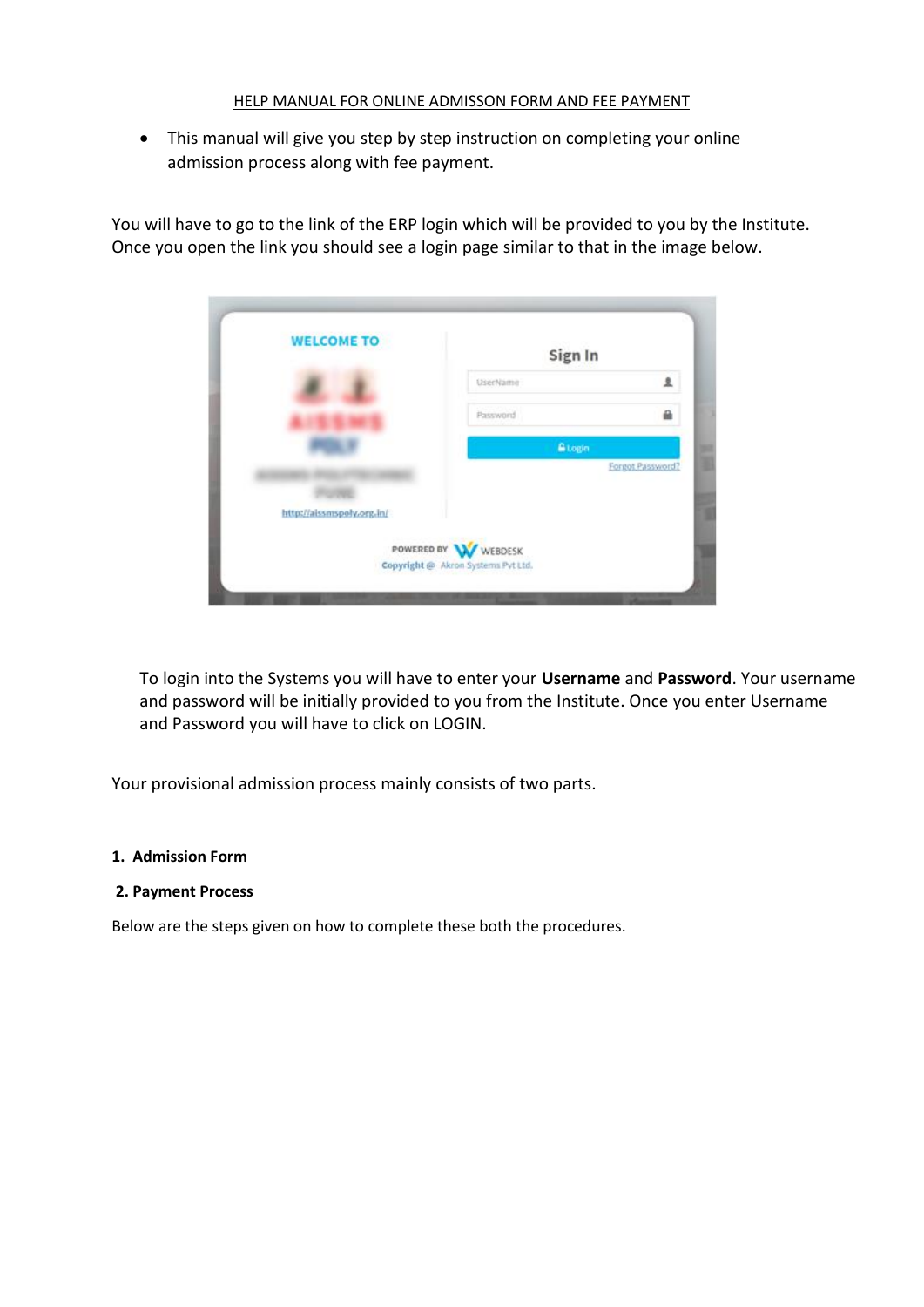HELP MANUAL FOR ONLINE ADMISSON FORM AND FEE PAYMENT

- This manual will give you step by step instruction on completing your online admission process along with fee payment.

You will have to go to the link of the ERP login which will be provided to you by the Institute. Once you open the link you should see a login page similar to that in the image below.

To login into the Systems you will have to enter your **Username** and **Password**. Your username and password will be initially provided to you from the Institute. Once you enter Username and Password you will have to click on LOGIN.

Your provisional admission process mainly consists of two parts.

**1. Admission Form**

**2. Payment Process**

Below are the steps given on how to complete these both the procedures.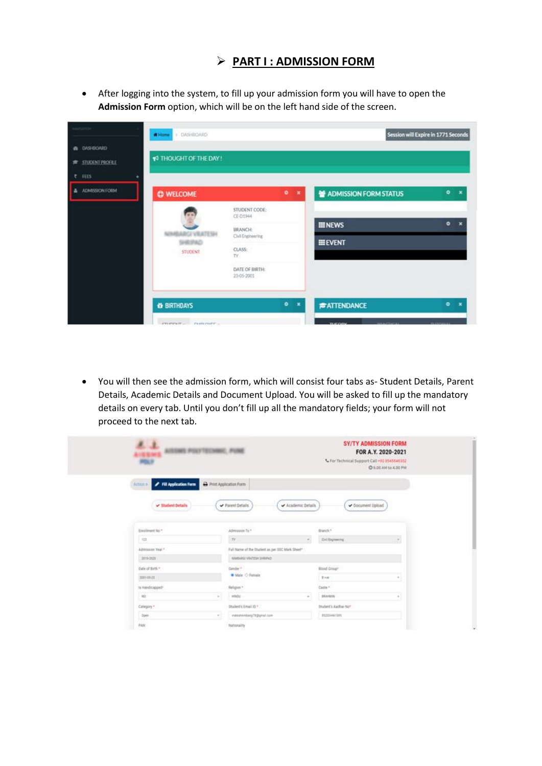## ➢ PART I : ADMISSION FORM

- After logging into the system, to fill up your admission form you will have to open the **Admission Form** option, which will be on the left hand side of the screen.

- You will then see the admission form, which will consist four tabs as- Student Details, Parent Details, Academic Details and Document Upload. You will be asked to fill up the mandatory details on every tab. Until you don't fill up all the mandatory fields; your form will not proceed to the next tab.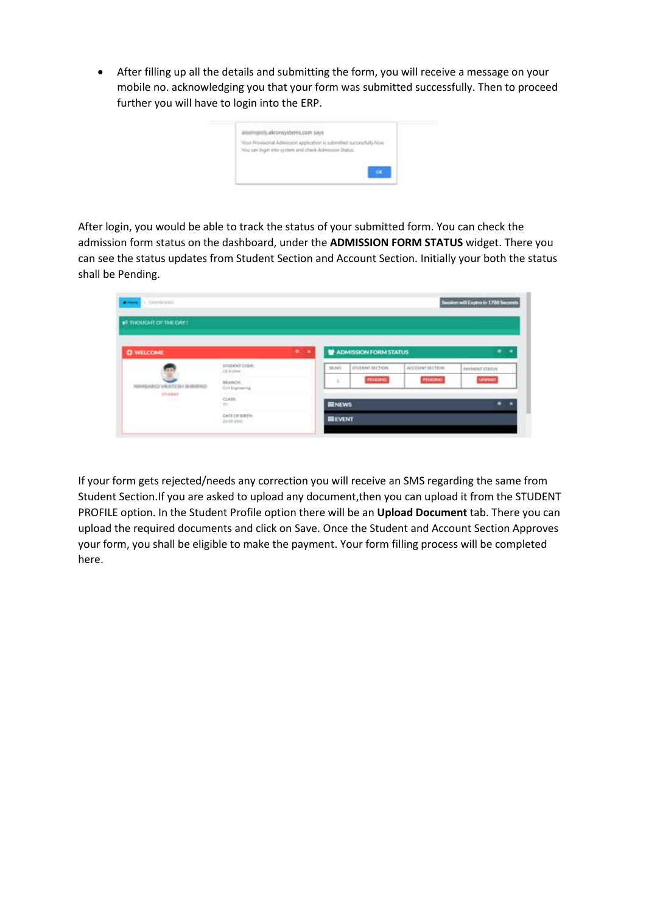- After filling up all the details and submitting the form, you will receive a message on your mobile no. acknowledging you that your form was submitted successfully. Then to proceed further you will have to login into the ERP.

After login, you would be able to track the status of your submitted form. You can check the admission form status on the dashboard, under the **ADMISSION FORM STATUS** widget. There you can see the status updates from Student Section and Account Section. Initially your both the status shall be Pending.

If your form gets rejected/needs any correction you will receive an SMS regarding the same from Student Section.If you are asked to upload any document,then you can upload it from the STUDENT PROFILE option. In the Student Profile option there will be an **Upload Document** tab. There you can upload the required documents and click on Save. Once the Student and Account Section Approves your form, you shall be eligible to make the payment. Your form filling process will be completed here.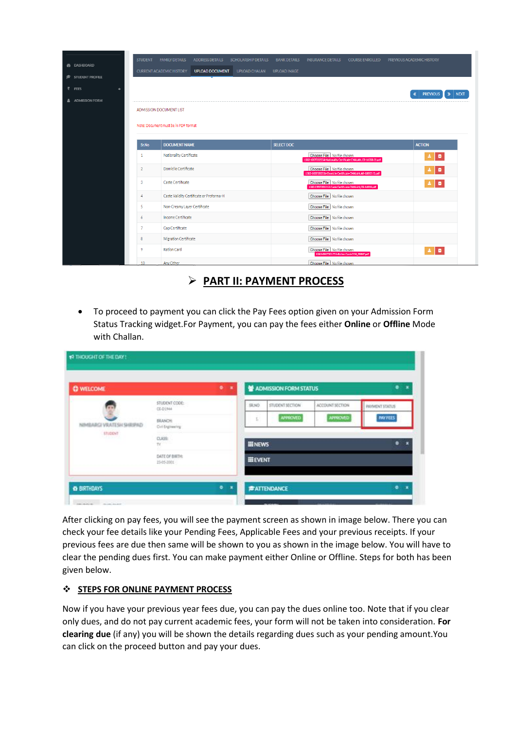## PART II: PAYMENT PROCESS

- To proceed to payment you can click the Pay Fees option given on your Admission Form Status Tracking widget.For Payment, you can pay the fees either **Online** or **Offline** Mode with Challan.

After clicking on pay fees, you will see the payment screen as shown in image below. There you can check your fee details like your Pending Fees, Applicable Fees and your previous receipts. If your previous fees are due then same will be shown to you as shown in the image below. You will have to clear the pending dues first. You can make payment either Online or Offline. Steps for both has been given below.

### STEPS FOR ONLINE PAYMENT PROCESS

Now if you have your previous year fees due, you can pay the dues online too. Note that if you clear only dues, and do not pay current academic fees, your form will not be taken into consideration. **For clearing due** (if any) you will be shown the details regarding dues such as your pending amount.You can click on the proceed button and pay your dues.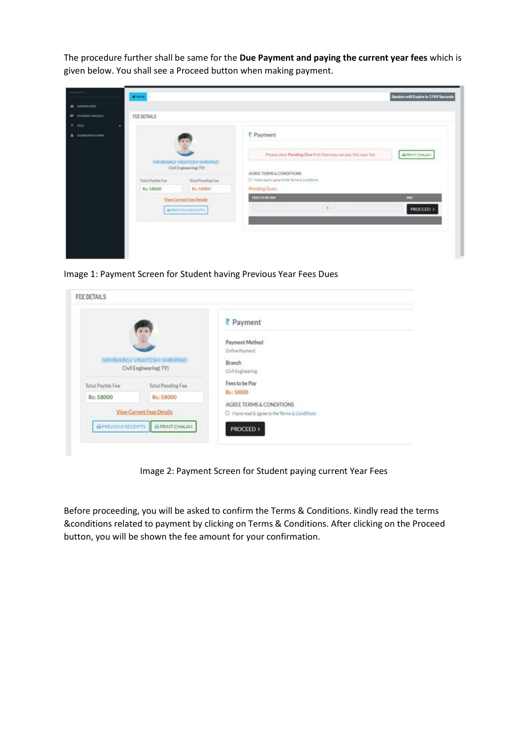The procedure further shall be same for the **Due Payment and paying the current year fees** which is given below. You shall see a Proceed button when making payment.

Image 1: Payment Screen for Student having Previous Year Fees Dues

Image 2: Payment Screen for Student paying current Year Fees

Before proceeding, you will be asked to confirm the Terms & Conditions. Kindly read the terms &conditions related to payment by clicking on Terms & Conditions. After clicking on the Proceed button, you will be shown the fee amount for your confirmation.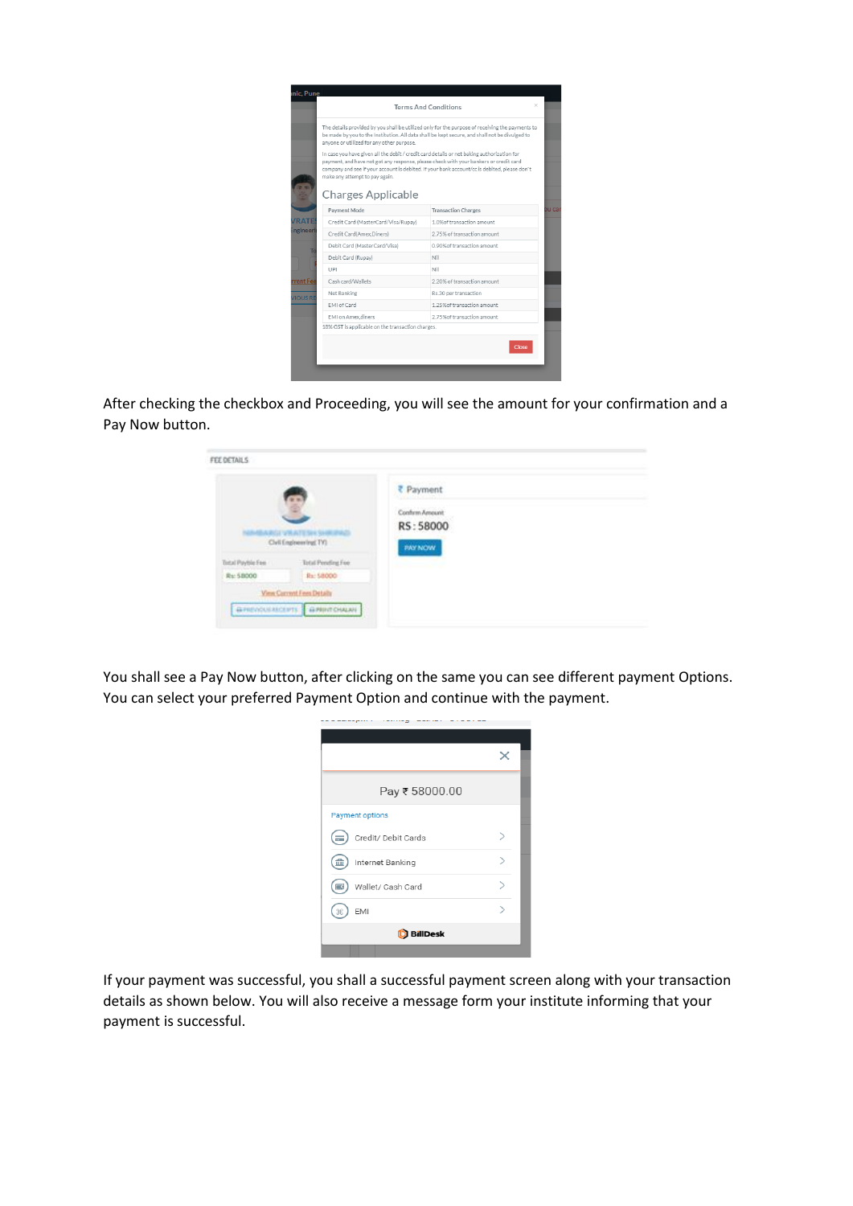After checking the checkbox and Proceeding, you will see the amount for your confirmation and a Pay Now button.

You shall see a Pay Now button, after clicking on the same you can see different payment Options. You can select your preferred Payment Option and continue with the payment.

If your payment was successful, you shall a successful payment screen along with your transaction details as shown below. You will also receive a message form your institute informing that your payment is successful.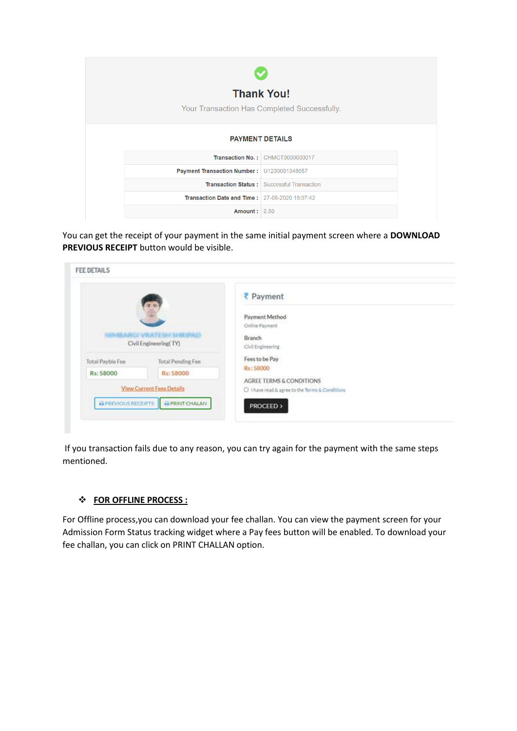Thank You!

Your Transaction Has Completed Successfully.

PAYMENT DETAILS

| | |
|---|---|
| Transaction No. : | CHMCT0000000017 |
| Payment Transaction Number : | U1230001348057 |
| Transaction Status : | Successful Transaction |
| Transaction Date and Time : | 27-06-2020 18:07:42 |
| Amount : | 2.50 |

You can get the receipt of your payment in the same initial payment screen where a **DOWNLOAD PREVIOUS RECEIPT** button would be visible.

FEE DETAILS

Civil Engineering( TY)

Total Payble Fee: Rs: 58000

Total Pending Fee: Rs: 58000

View Current Fees Details

PREVIOUS RECEIPTS | PRINT CHALAN

₹ Payment

Payment Method: Online Payment

Branch: Civil Engineering

Fees to be Pay: Rs: 58000

AGREE TERMS & CONDITIONS

I have read & agree to the Terms & Conditions

PROCEED >

If you transaction fails due to any reason, you can try again for the payment with the same steps mentioned.

- **FOR OFFLINE PROCESS :**

For Offline process,you can download your fee challan. You can view the payment screen for your Admission Form Status tracking widget where a Pay fees button will be enabled. To download your fee challan, you can click on PRINT CHALLAN option.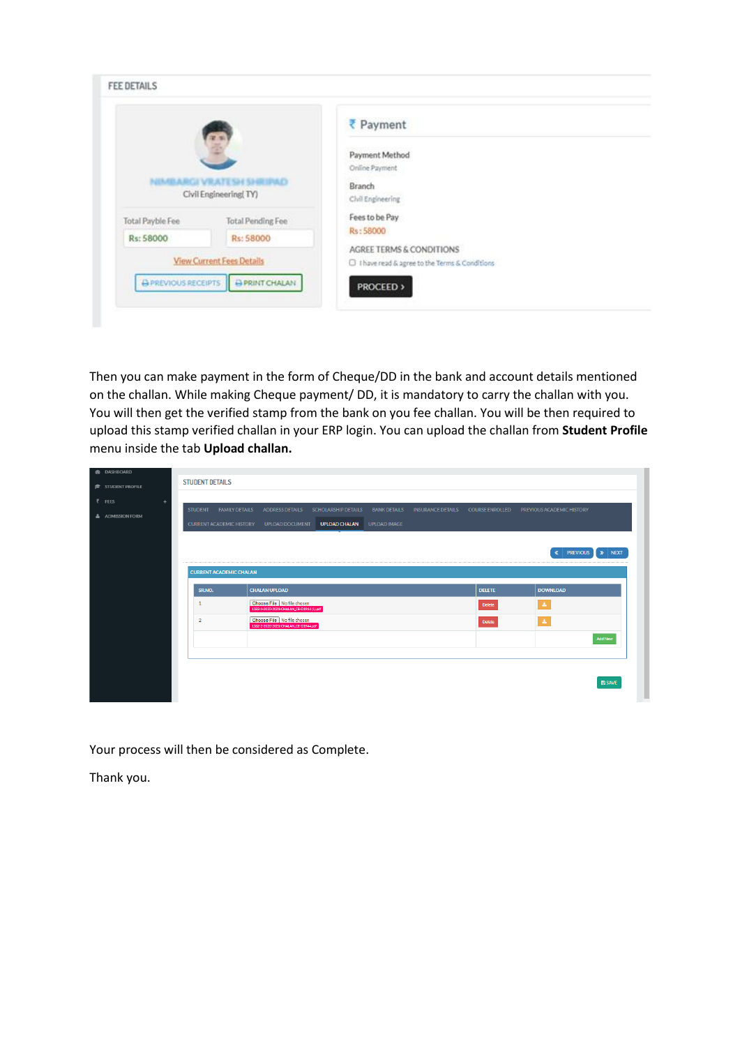FEE DETAILS

Civil Engineering( TY)

Total Payble Fee Rs: 58000

Total Pending Fee Rs: 58000

View Current Fees Details

PREVIOUS RECEIPTS | PRINT CHALAN

₹ Payment

Payment Method
Online Payment

Branch
Civil Engineering

Fees to be Pay
Rs : 58000

AGREE TERMS & CONDITIONS
I have read & agree to the Terms & Conditions

PROCEED

Then you can make payment in the form of Cheque/DD in the bank and account details mentioned on the challan. While making Cheque payment/ DD, it is mandatory to carry the challan with you. You will then get the verified stamp from the bank on you fee challan. You will be then required to upload this stamp verified challan in your ERP login. You can upload the challan from **Student Profile** menu inside the tab **Upload challan.**

DASHBOARD
STUDENT PROFILE
FEES
ADMISSION FORM

STUDENT DETAILS

STUDENT | FAMILY DETAILS | ADDRESS DETAILS | SCHOLARSHIP DETAILS | BANK DETAILS | INSURANCE DETAILS | COURSE ENROLLED | PREVIOUS ACADEMIC HISTORY | CURRENT ACADEMIC HISTORY | UPLOAD DOCUMENT | UPLOAD CHALAN | UPLOAD IMAGE

PREVIOUS | NEXT

CURRENT ACADEMIC CHALAN

| SR.NO. | CHALAN UPLOAD | DELETE | DOWNLOAD |
|---|---|---|---|
| 1 | Choose File No file chosen | Delete | |
| 2 | Choose File No file chosen | Delete | |
| | | | Add New |

SAVE

Your process will then be considered as Complete.

Thank you.